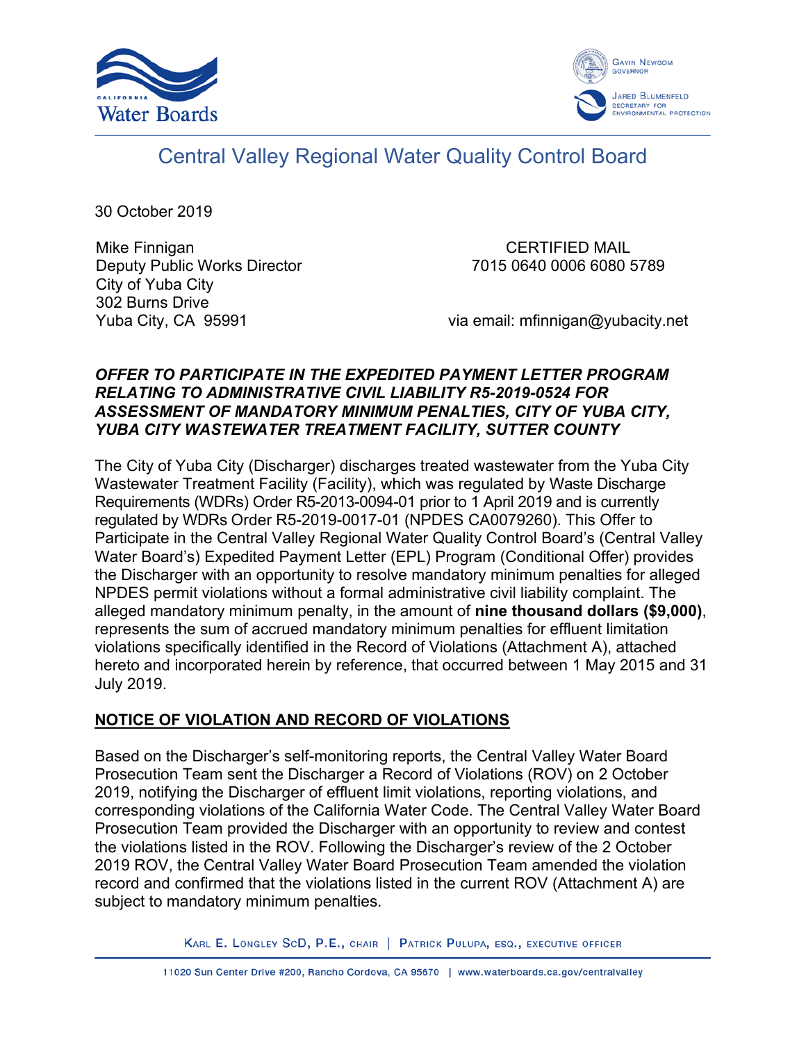Central Valley Regional Water Quality Control Board

30 October 2019

Mike Finnigan
Deputy Public Works Director
City of Yuba City
302 Burns Drive
Yuba City, CA 95991

CERTIFIED MAIL
7015 0640 0006 6080 5789

via email: mfinnigan@yubacity.net

***OFFER TO PARTICIPATE IN THE EXPEDITED PAYMENT LETTER PROGRAM RELATING TO ADMINISTRATIVE CIVIL LIABILITY R5-2019-0524 FOR ASSESSMENT OF MANDATORY MINIMUM PENALTIES, CITY OF YUBA CITY, YUBA CITY WASTEWATER TREATMENT FACILITY, SUTTER COUNTY***

The City of Yuba City (Discharger) discharges treated wastewater from the Yuba City Wastewater Treatment Facility (Facility), which was regulated by Waste Discharge Requirements (WDRs) Order R5-2013-0094-01 prior to 1 April 2019 and is currently regulated by WDRs Order R5-2019-0017-01 (NPDES CA0079260). This Offer to Participate in the Central Valley Regional Water Quality Control Board's (Central Valley Water Board's) Expedited Payment Letter (EPL) Program (Conditional Offer) provides the Discharger with an opportunity to resolve mandatory minimum penalties for alleged NPDES permit violations without a formal administrative civil liability complaint. The alleged mandatory minimum penalty, in the amount of **nine thousand dollars ($9,000)**, represents the sum of accrued mandatory minimum penalties for effluent limitation violations specifically identified in the Record of Violations (Attachment A), attached hereto and incorporated herein by reference, that occurred between 1 May 2015 and 31 July 2019.

## NOTICE OF VIOLATION AND RECORD OF VIOLATIONS

Based on the Discharger's self-monitoring reports, the Central Valley Water Board Prosecution Team sent the Discharger a Record of Violations (ROV) on 2 October 2019, notifying the Discharger of effluent limit violations, reporting violations, and corresponding violations of the California Water Code. The Central Valley Water Board Prosecution Team provided the Discharger with an opportunity to review and contest the violations listed in the ROV. Following the Discharger's review of the 2 October 2019 ROV, the Central Valley Water Board Prosecution Team amended the violation record and confirmed that the violations listed in the current ROV (Attachment A) are subject to mandatory minimum penalties.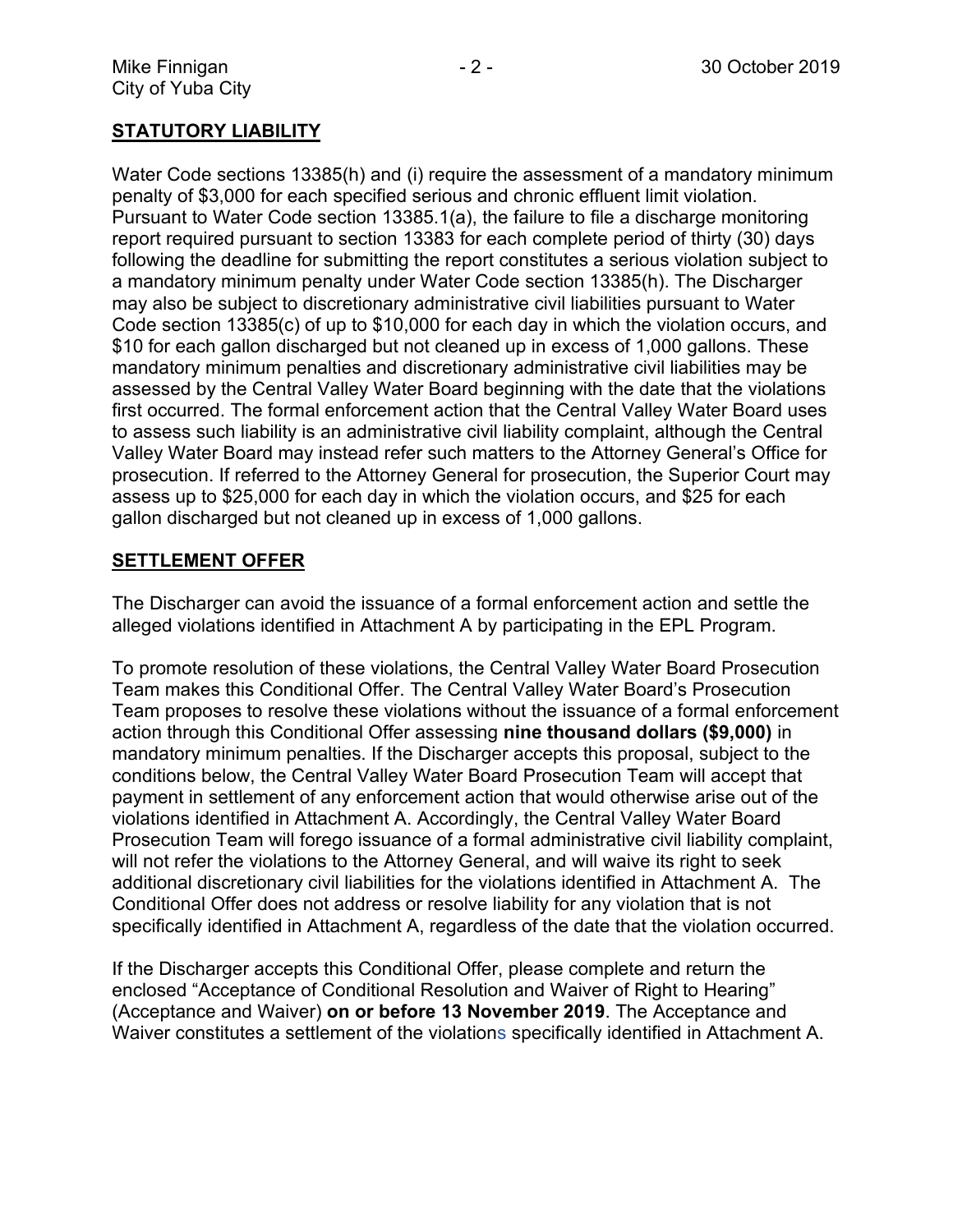## STATUTORY LIABILITY

Water Code sections 13385(h) and (i) require the assessment of a mandatory minimum penalty of $3,000 for each specified serious and chronic effluent limit violation. Pursuant to Water Code section 13385.1(a), the failure to file a discharge monitoring report required pursuant to section 13383 for each complete period of thirty (30) days following the deadline for submitting the report constitutes a serious violation subject to a mandatory minimum penalty under Water Code section 13385(h). The Discharger may also be subject to discretionary administrative civil liabilities pursuant to Water Code section 13385(c) of up to $10,000 for each day in which the violation occurs, and $10 for each gallon discharged but not cleaned up in excess of 1,000 gallons. These mandatory minimum penalties and discretionary administrative civil liabilities may be assessed by the Central Valley Water Board beginning with the date that the violations first occurred. The formal enforcement action that the Central Valley Water Board uses to assess such liability is an administrative civil liability complaint, although the Central Valley Water Board may instead refer such matters to the Attorney General's Office for prosecution. If referred to the Attorney General for prosecution, the Superior Court may assess up to $25,000 for each day in which the violation occurs, and $25 for each gallon discharged but not cleaned up in excess of 1,000 gallons.

## SETTLEMENT OFFER

The Discharger can avoid the issuance of a formal enforcement action and settle the alleged violations identified in Attachment A by participating in the EPL Program.

To promote resolution of these violations, the Central Valley Water Board Prosecution Team makes this Conditional Offer. The Central Valley Water Board's Prosecution Team proposes to resolve these violations without the issuance of a formal enforcement action through this Conditional Offer assessing **nine thousand dollars ($9,000)** in mandatory minimum penalties. If the Discharger accepts this proposal, subject to the conditions below, the Central Valley Water Board Prosecution Team will accept that payment in settlement of any enforcement action that would otherwise arise out of the violations identified in Attachment A. Accordingly, the Central Valley Water Board Prosecution Team will forego issuance of a formal administrative civil liability complaint, will not refer the violations to the Attorney General, and will waive its right to seek additional discretionary civil liabilities for the violations identified in Attachment A. The Conditional Offer does not address or resolve liability for any violation that is not specifically identified in Attachment A, regardless of the date that the violation occurred.

If the Discharger accepts this Conditional Offer, please complete and return the enclosed "Acceptance of Conditional Resolution and Waiver of Right to Hearing" (Acceptance and Waiver) **on or before 13 November 2019**. The Acceptance and Waiver constitutes a settlement of the violations specifically identified in Attachment A.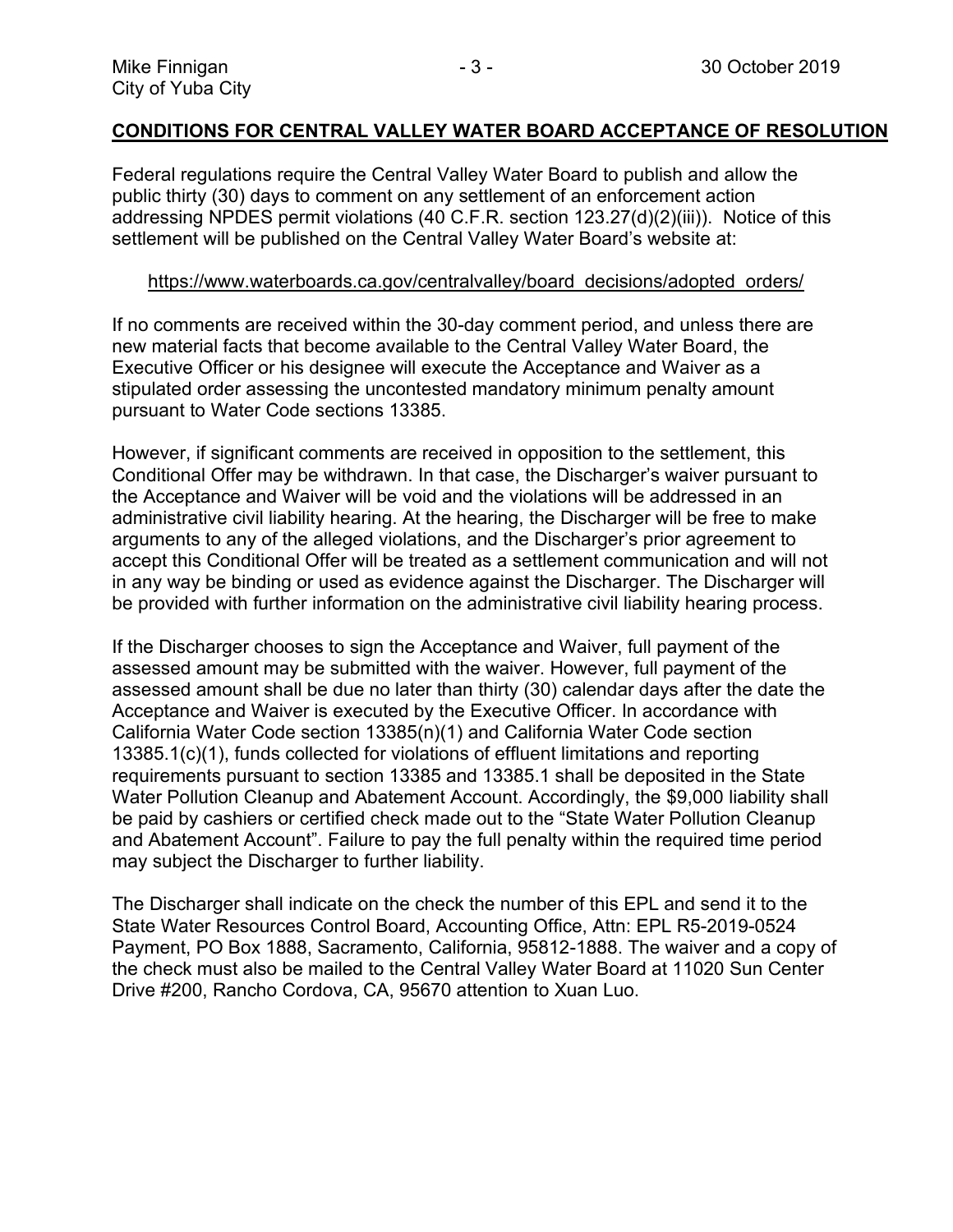## **CONDITIONS FOR CENTRAL VALLEY WATER BOARD ACCEPTANCE OF RESOLUTION**

Federal regulations require the Central Valley Water Board to publish and allow the public thirty (30) days to comment on any settlement of an enforcement action addressing NPDES permit violations (40 C.F.R. section 123.27(d)(2)(iii)). Notice of this settlement will be published on the Central Valley Water Board's website at:

https://www.waterboards.ca.gov/centralvalley/board_decisions/adopted_orders/

If no comments are received within the 30-day comment period, and unless there are new material facts that become available to the Central Valley Water Board, the Executive Officer or his designee will execute the Acceptance and Waiver as a stipulated order assessing the uncontested mandatory minimum penalty amount pursuant to Water Code sections 13385.

However, if significant comments are received in opposition to the settlement, this Conditional Offer may be withdrawn. In that case, the Discharger's waiver pursuant to the Acceptance and Waiver will be void and the violations will be addressed in an administrative civil liability hearing. At the hearing, the Discharger will be free to make arguments to any of the alleged violations, and the Discharger's prior agreement to accept this Conditional Offer will be treated as a settlement communication and will not in any way be binding or used as evidence against the Discharger. The Discharger will be provided with further information on the administrative civil liability hearing process.

If the Discharger chooses to sign the Acceptance and Waiver, full payment of the assessed amount may be submitted with the waiver. However, full payment of the assessed amount shall be due no later than thirty (30) calendar days after the date the Acceptance and Waiver is executed by the Executive Officer. In accordance with California Water Code section 13385(n)(1) and California Water Code section 13385.1(c)(1), funds collected for violations of effluent limitations and reporting requirements pursuant to section 13385 and 13385.1 shall be deposited in the State Water Pollution Cleanup and Abatement Account. Accordingly, the $9,000 liability shall be paid by cashiers or certified check made out to the "State Water Pollution Cleanup and Abatement Account". Failure to pay the full penalty within the required time period may subject the Discharger to further liability.

The Discharger shall indicate on the check the number of this EPL and send it to the State Water Resources Control Board, Accounting Office, Attn: EPL R5-2019-0524 Payment, PO Box 1888, Sacramento, California, 95812-1888. The waiver and a copy of the check must also be mailed to the Central Valley Water Board at 11020 Sun Center Drive #200, Rancho Cordova, CA, 95670 attention to Xuan Luo.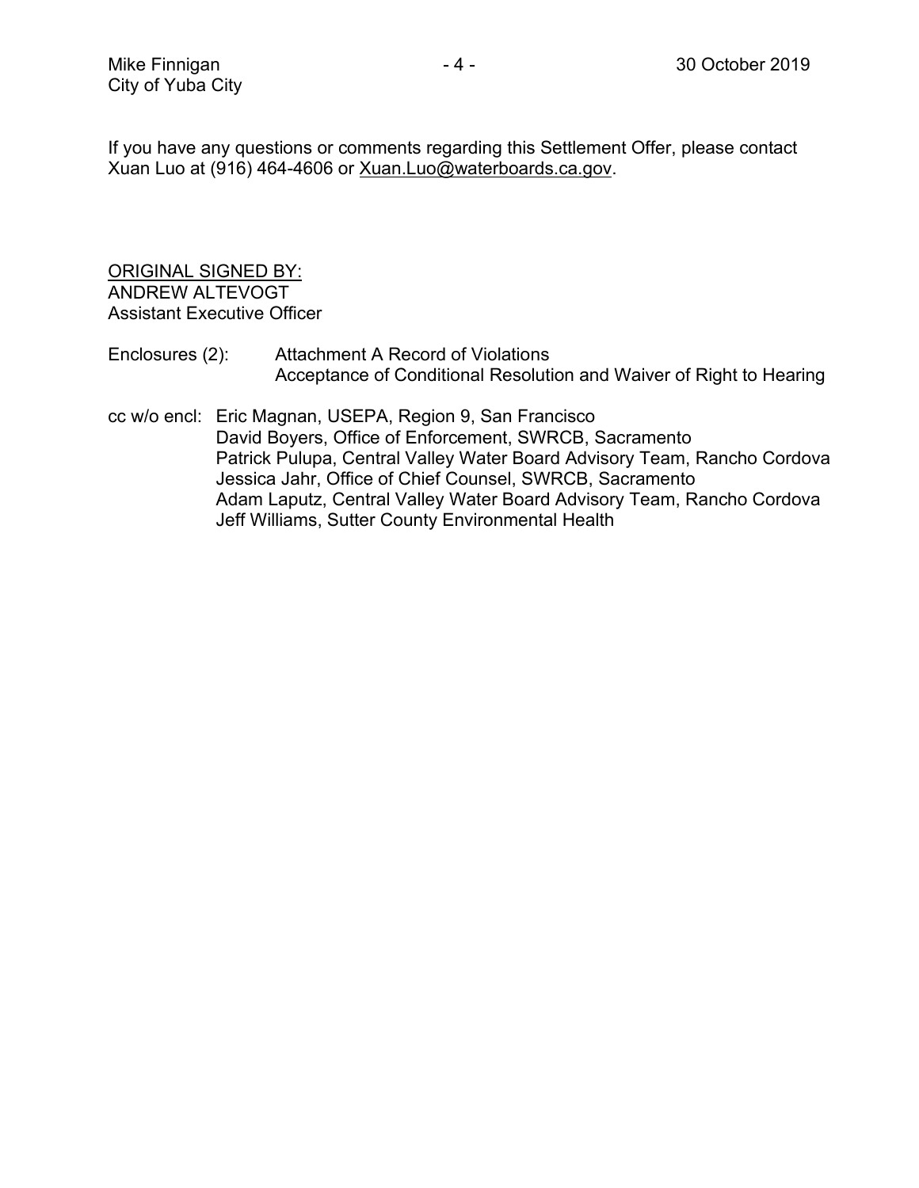If you have any questions or comments regarding this Settlement Offer, please contact Xuan Luo at (916) 464-4606 or Xuan.Luo@waterboards.ca.gov.

ORIGINAL SIGNED BY:
ANDREW ALTEVOGT
Assistant Executive Officer

Enclosures (2): Attachment A Record of Violations
Acceptance of Conditional Resolution and Waiver of Right to Hearing

cc w/o encl: Eric Magnan, USEPA, Region 9, San Francisco
David Boyers, Office of Enforcement, SWRCB, Sacramento
Patrick Pulupa, Central Valley Water Board Advisory Team, Rancho Cordova
Jessica Jahr, Office of Chief Counsel, SWRCB, Sacramento
Adam Laputz, Central Valley Water Board Advisory Team, Rancho Cordova
Jeff Williams, Sutter County Environmental Health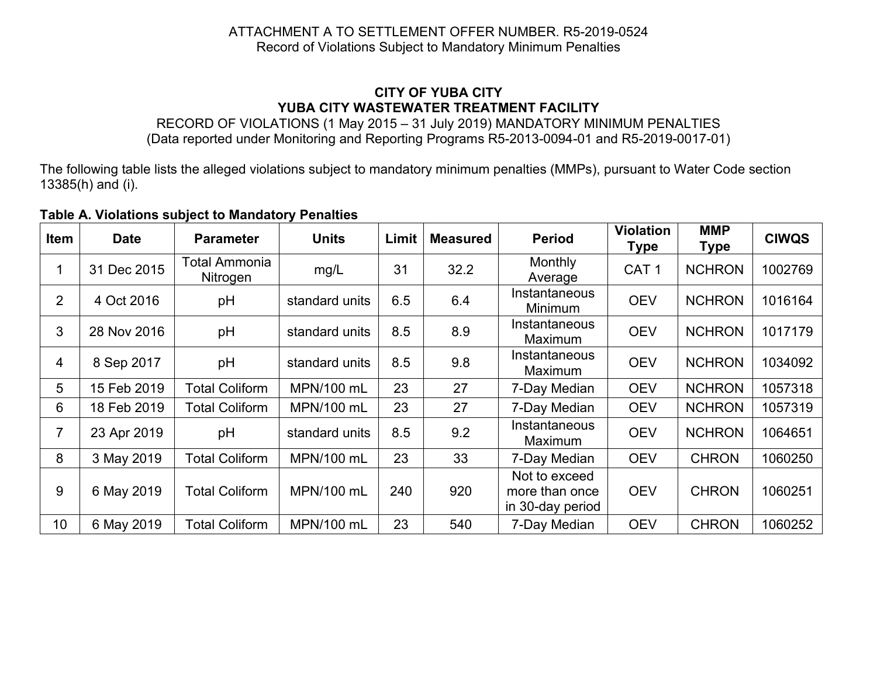ATTACHMENT A TO SETTLEMENT OFFER NUMBER. R5-2019-0524
Record of Violations Subject to Mandatory Minimum Penalties

**CITY OF YUBA CITY**
**YUBA CITY WASTEWATER TREATMENT FACILITY**
RECORD OF VIOLATIONS (1 May 2015 – 31 July 2019) MANDATORY MINIMUM PENALTIES
(Data reported under Monitoring and Reporting Programs R5-2013-0094-01 and R5-2019-0017-01)

The following table lists the alleged violations subject to mandatory minimum penalties (MMPs), pursuant to Water Code section 13385(h) and (i).

**Table A. Violations subject to Mandatory Penalties**

| Item | Date | Parameter | Units | Limit | Measured | Period | Violation Type | MMP Type | CIWQS |
|---|---|---|---|---|---|---|---|---|---|
| 1 | 31 Dec 2015 | Total Ammonia Nitrogen | mg/L | 31 | 32.2 | Monthly Average | CAT 1 | NCHRON | 1002769 |
| 2 | 4 Oct 2016 | pH | standard units | 6.5 | 6.4 | Instantaneous Minimum | OEV | NCHRON | 1016164 |
| 3 | 28 Nov 2016 | pH | standard units | 8.5 | 8.9 | Instantaneous Maximum | OEV | NCHRON | 1017179 |
| 4 | 8 Sep 2017 | pH | standard units | 8.5 | 9.8 | Instantaneous Maximum | OEV | NCHRON | 1034092 |
| 5 | 15 Feb 2019 | Total Coliform | MPN/100 mL | 23 | 27 | 7-Day Median | OEV | NCHRON | 1057318 |
| 6 | 18 Feb 2019 | Total Coliform | MPN/100 mL | 23 | 27 | 7-Day Median | OEV | NCHRON | 1057319 |
| 7 | 23 Apr 2019 | pH | standard units | 8.5 | 9.2 | Instantaneous Maximum | OEV | NCHRON | 1064651 |
| 8 | 3 May 2019 | Total Coliform | MPN/100 mL | 23 | 33 | 7-Day Median | OEV | CHRON | 1060250 |
| 9 | 6 May 2019 | Total Coliform | MPN/100 mL | 240 | 920 | Not to exceed more than once in 30-day period | OEV | CHRON | 1060251 |
| 10 | 6 May 2019 | Total Coliform | MPN/100 mL | 23 | 540 | 7-Day Median | OEV | CHRON | 1060252 |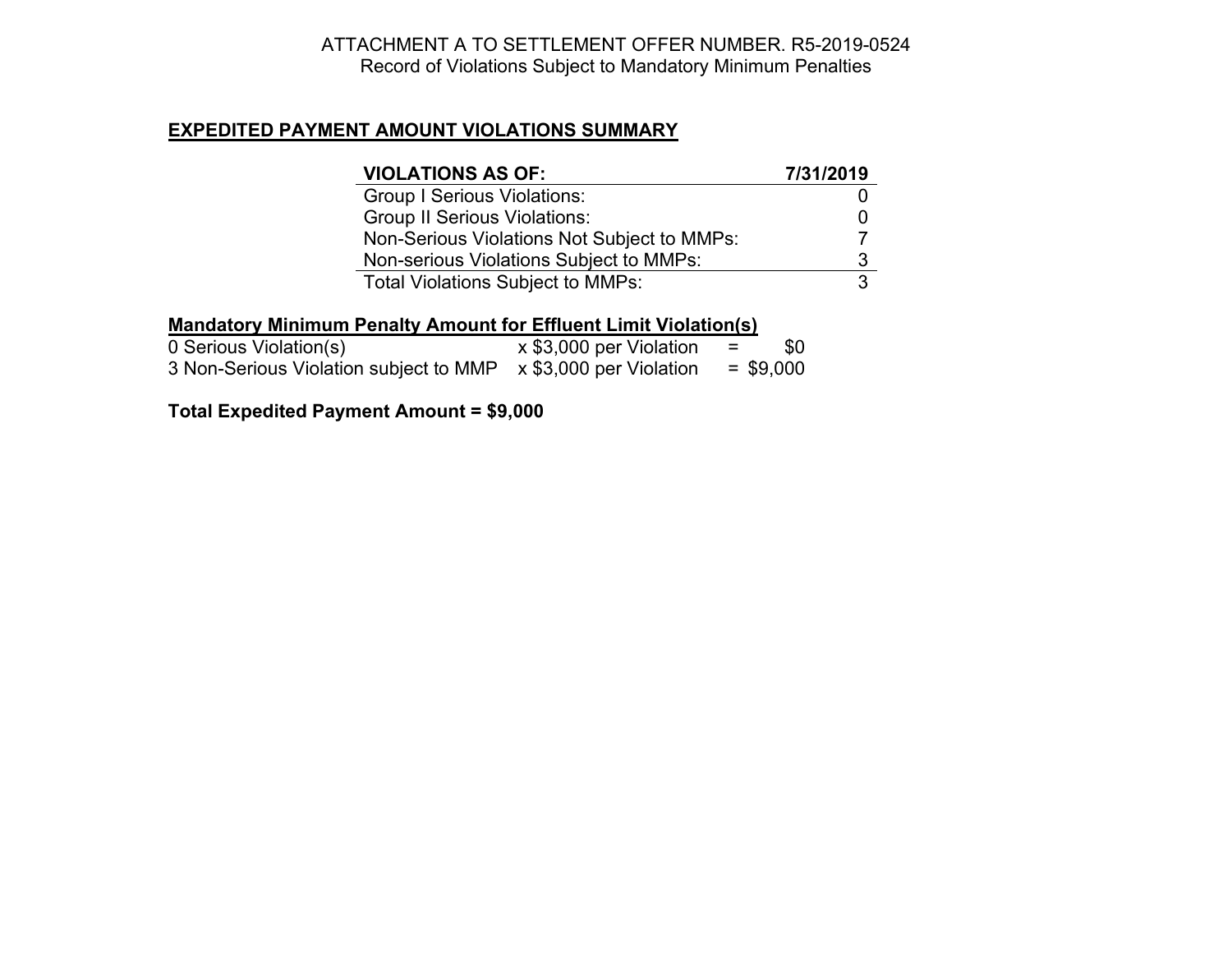ATTACHMENT A TO SETTLEMENT OFFER NUMBER. R5-2019-0524
Record of Violations Subject to Mandatory Minimum Penalties

## EXPEDITED PAYMENT AMOUNT VIOLATIONS SUMMARY

| VIOLATIONS AS OF: | 7/31/2019 |
| --- | --- |
| Group I Serious Violations: | 0 |
| Group II Serious Violations: | 0 |
| Non-Serious Violations Not Subject to MMPs: | 7 |
| Non-serious Violations Subject to MMPs: | 3 |
| Total Violations Subject to MMPs: | 3 |

**Mandatory Minimum Penalty Amount for Effluent Limit Violation(s)**

| | | | |
| --- | --- | --- | --- |
| 0 Serious Violation(s) | x $3,000 per Violation | = | $0 |
| 3 Non-Serious Violation subject to MMP | x $3,000 per Violation | = | $9,000 |

**Total Expedited Payment Amount = $9,000**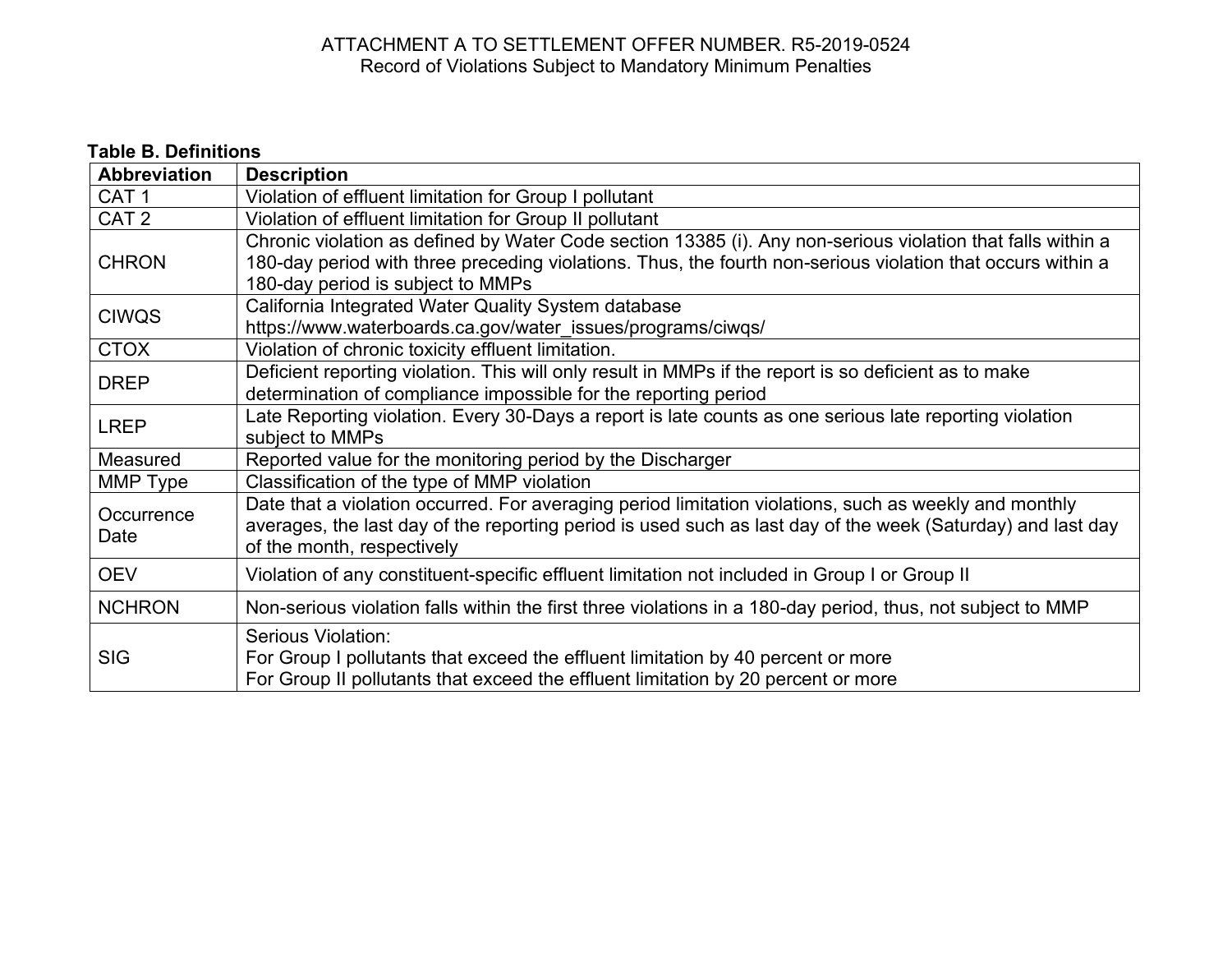ATTACHMENT A TO SETTLEMENT OFFER NUMBER. R5-2019-0524
Record of Violations Subject to Mandatory Minimum Penalties

**Table B. Definitions**

| Abbreviation | Description |
|---|---|
| CAT 1 | Violation of effluent limitation for Group I pollutant |
| CAT 2 | Violation of effluent limitation for Group II pollutant |
| CHRON | Chronic violation as defined by Water Code section 13385 (i). Any non-serious violation that falls within a 180-day period with three preceding violations. Thus, the fourth non-serious violation that occurs within a 180-day period is subject to MMPs |
| CIWQS | California Integrated Water Quality System database https://www.waterboards.ca.gov/water_issues/programs/ciwqs/ |
| CTOX | Violation of chronic toxicity effluent limitation. |
| DREP | Deficient reporting violation. This will only result in MMPs if the report is so deficient as to make determination of compliance impossible for the reporting period |
| LREP | Late Reporting violation. Every 30-Days a report is late counts as one serious late reporting violation subject to MMPs |
| Measured | Reported value for the monitoring period by the Discharger |
| MMP Type | Classification of the type of MMP violation |
| Occurrence Date | Date that a violation occurred. For averaging period limitation violations, such as weekly and monthly averages, the last day of the reporting period is used such as last day of the week (Saturday) and last day of the month, respectively |
| OEV | Violation of any constituent-specific effluent limitation not included in Group I or Group II |
| NCHRON | Non-serious violation falls within the first three violations in a 180-day period, thus, not subject to MMP |
| SIG | Serious Violation:<br>For Group I pollutants that exceed the effluent limitation by 40 percent or more<br>For Group II pollutants that exceed the effluent limitation by 20 percent or more |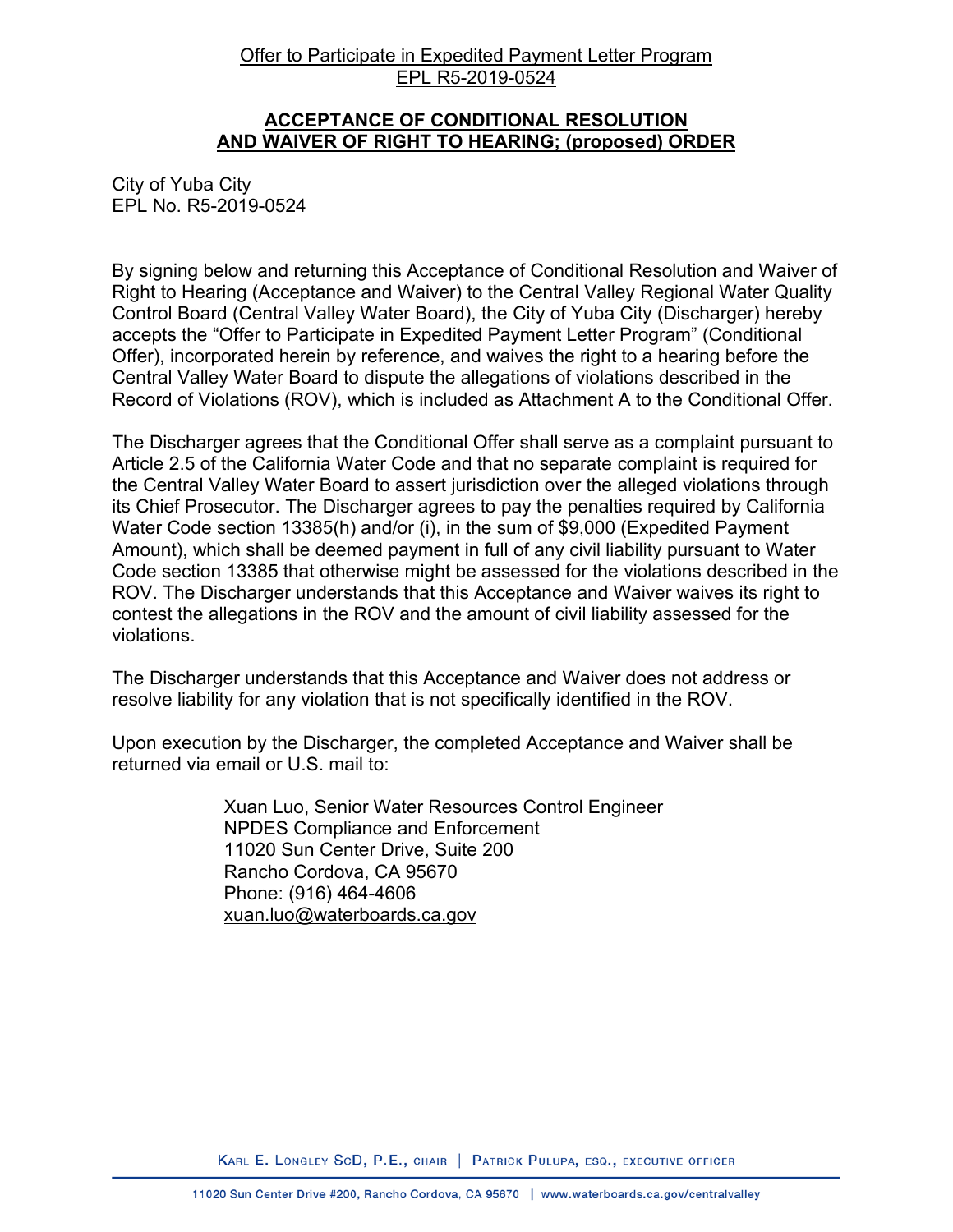Offer to Participate in Expedited Payment Letter Program
EPL R5-2019-0524

## ACCEPTANCE OF CONDITIONAL RESOLUTION AND WAIVER OF RIGHT TO HEARING; (proposed) ORDER

City of Yuba City
EPL No. R5-2019-0524

By signing below and returning this Acceptance of Conditional Resolution and Waiver of Right to Hearing (Acceptance and Waiver) to the Central Valley Regional Water Quality Control Board (Central Valley Water Board), the City of Yuba City (Discharger) hereby accepts the "Offer to Participate in Expedited Payment Letter Program" (Conditional Offer), incorporated herein by reference, and waives the right to a hearing before the Central Valley Water Board to dispute the allegations of violations described in the Record of Violations (ROV), which is included as Attachment A to the Conditional Offer.

The Discharger agrees that the Conditional Offer shall serve as a complaint pursuant to Article 2.5 of the California Water Code and that no separate complaint is required for the Central Valley Water Board to assert jurisdiction over the alleged violations through its Chief Prosecutor. The Discharger agrees to pay the penalties required by California Water Code section 13385(h) and/or (i), in the sum of $9,000 (Expedited Payment Amount), which shall be deemed payment in full of any civil liability pursuant to Water Code section 13385 that otherwise might be assessed for the violations described in the ROV. The Discharger understands that this Acceptance and Waiver waives its right to contest the allegations in the ROV and the amount of civil liability assessed for the violations.

The Discharger understands that this Acceptance and Waiver does not address or resolve liability for any violation that is not specifically identified in the ROV.

Upon execution by the Discharger, the completed Acceptance and Waiver shall be returned via email or U.S. mail to:

Xuan Luo, Senior Water Resources Control Engineer
NPDES Compliance and Enforcement
11020 Sun Center Drive, Suite 200
Rancho Cordova, CA 95670
Phone: (916) 464-4606
xuan.luo@waterboards.ca.gov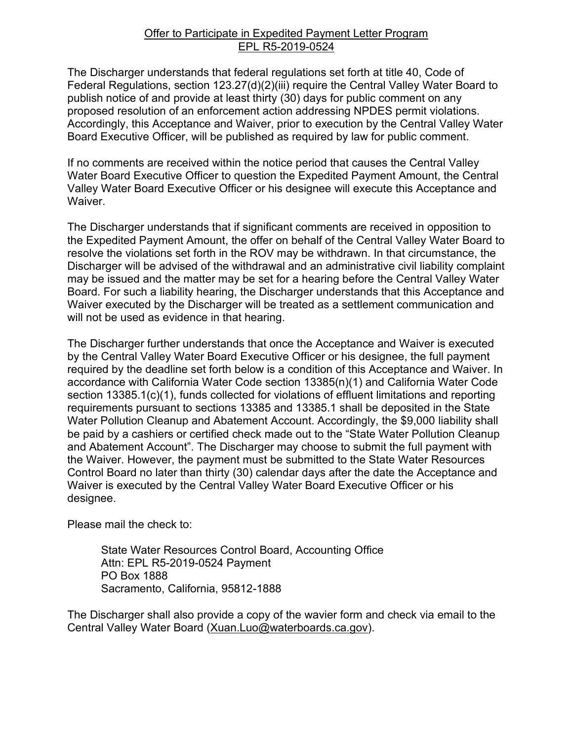Offer to Participate in Expedited Payment Letter Program
EPL R5-2019-0524

The Discharger understands that federal regulations set forth at title 40, Code of Federal Regulations, section 123.27(d)(2)(iii) require the Central Valley Water Board to publish notice of and provide at least thirty (30) days for public comment on any proposed resolution of an enforcement action addressing NPDES permit violations. Accordingly, this Acceptance and Waiver, prior to execution by the Central Valley Water Board Executive Officer, will be published as required by law for public comment.

If no comments are received within the notice period that causes the Central Valley Water Board Executive Officer to question the Expedited Payment Amount, the Central Valley Water Board Executive Officer or his designee will execute this Acceptance and Waiver.

The Discharger understands that if significant comments are received in opposition to the Expedited Payment Amount, the offer on behalf of the Central Valley Water Board to resolve the violations set forth in the ROV may be withdrawn. In that circumstance, the Discharger will be advised of the withdrawal and an administrative civil liability complaint may be issued and the matter may be set for a hearing before the Central Valley Water Board. For such a liability hearing, the Discharger understands that this Acceptance and Waiver executed by the Discharger will be treated as a settlement communication and will not be used as evidence in that hearing.

The Discharger further understands that once the Acceptance and Waiver is executed by the Central Valley Water Board Executive Officer or his designee, the full payment required by the deadline set forth below is a condition of this Acceptance and Waiver. In accordance with California Water Code section 13385(n)(1) and California Water Code section 13385.1(c)(1), funds collected for violations of effluent limitations and reporting requirements pursuant to sections 13385 and 13385.1 shall be deposited in the State Water Pollution Cleanup and Abatement Account. Accordingly, the $9,000 liability shall be paid by a cashiers or certified check made out to the "State Water Pollution Cleanup and Abatement Account". The Discharger may choose to submit the full payment with the Waiver. However, the payment must be submitted to the State Water Resources Control Board no later than thirty (30) calendar days after the date the Acceptance and Waiver is executed by the Central Valley Water Board Executive Officer or his designee.

Please mail the check to:

> State Water Resources Control Board, Accounting Office
> Attn: EPL R5-2019-0524 Payment
> PO Box 1888
> Sacramento, California, 95812-1888

The Discharger shall also provide a copy of the wavier form and check via email to the Central Valley Water Board (Xuan.Luo@waterboards.ca.gov).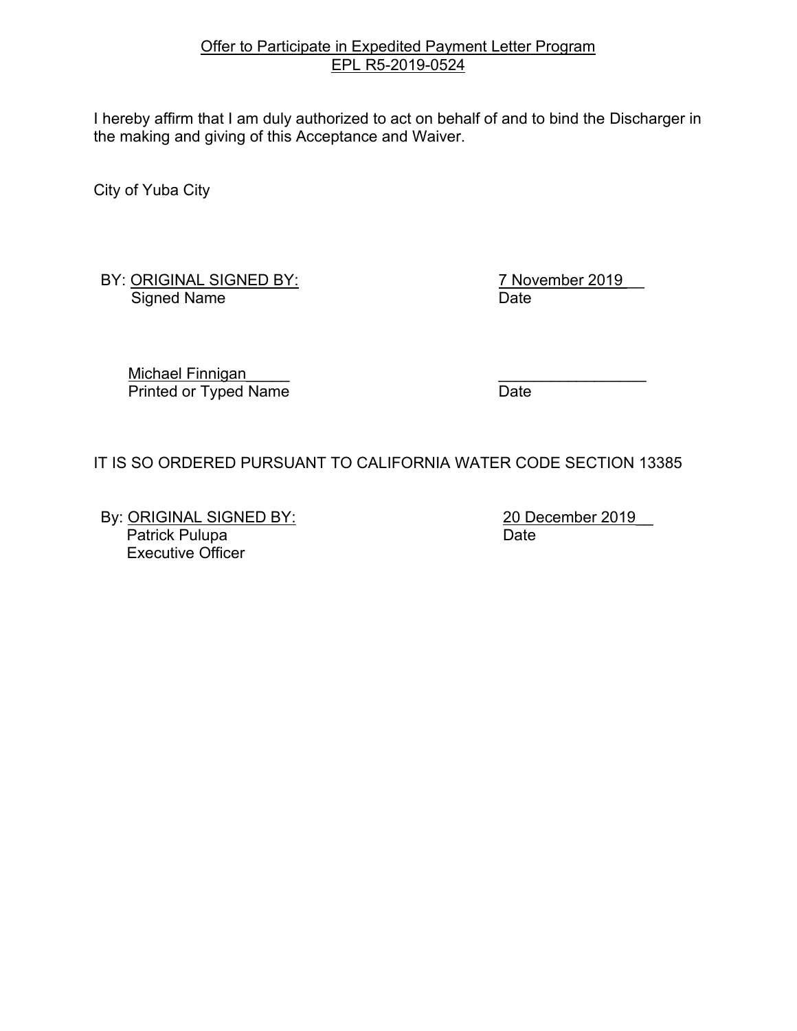Offer to Participate in Expedited Payment Letter Program
EPL R5-2019-0524

I hereby affirm that I am duly authorized to act on behalf of and to bind the Discharger in the making and giving of this Acceptance and Waiver.

City of Yuba City

BY: ORIGINAL SIGNED BY: 7 November 2019__
Signed Name Date

Michael Finnigan_____ _________________
Printed or Typed Name Date

IT IS SO ORDERED PURSUANT TO CALIFORNIA WATER CODE SECTION 13385

By: ORIGINAL SIGNED BY: 20 December 2019__
Patrick Pulupa Date
Executive Officer